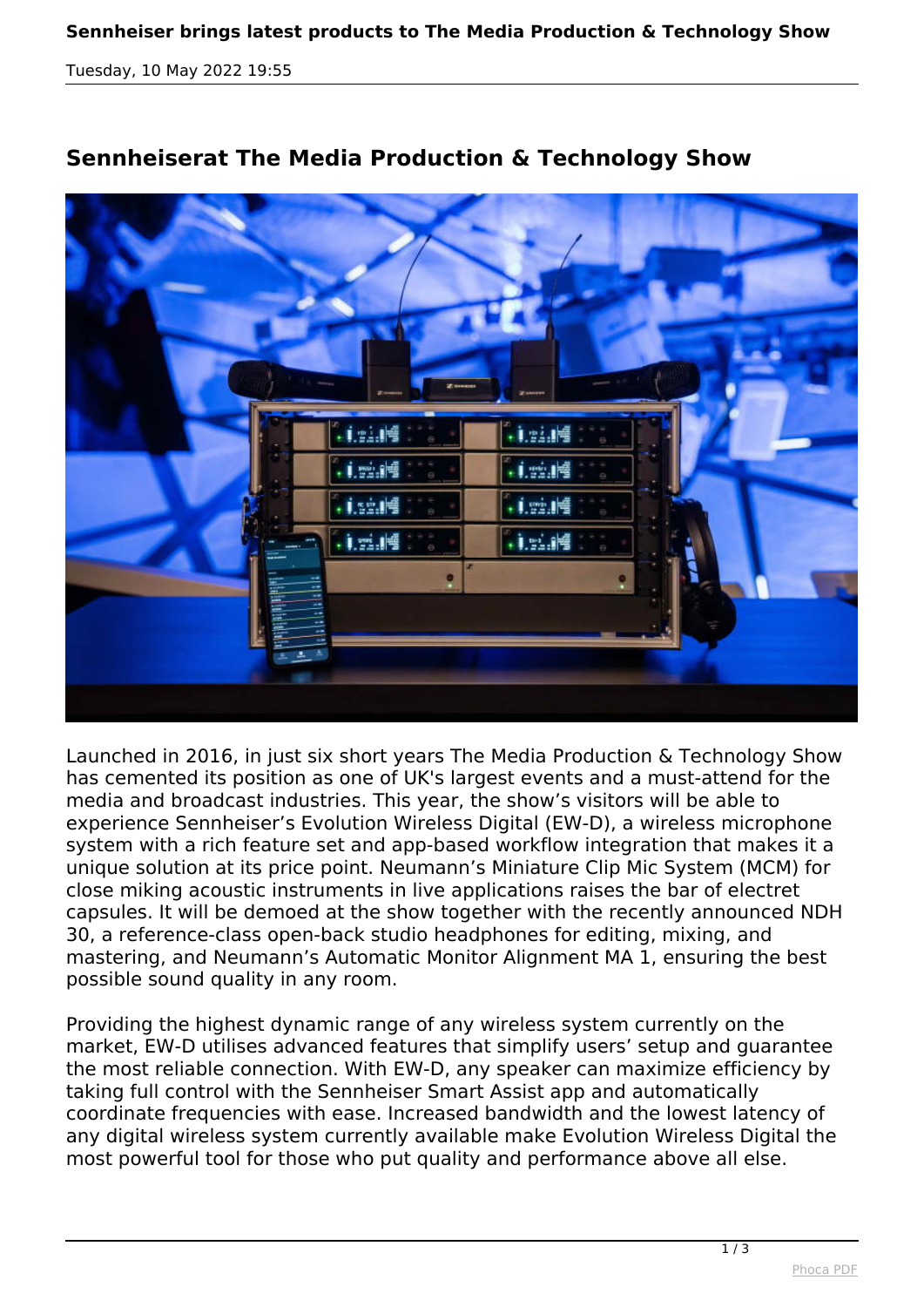## Sennheiserat The Media Production & Technology Show

Launched in 2016, in just six short years The Media Production & Technology Show has cemented its position as one of UK's largest events and a must-attend for the media and broadcast industries. This year, the show's visitors will be able to experience Sennheiser's Evolution Wireless Digital (EW-D), a wireless microphone system with a rich feature set and app-based workflow integration that makes it a unique solution at its price point. Neumann's Miniature Clip Mic System (MCM) for close miking acoustic instruments in live applications raises the bar of electret capsules. It will be demoed at the show together with the recently announced NDH 30, a reference-class open-back studio headphones for editing, mixing, and mastering, and Neumann's Automatic Monitor Alignment MA 1, ensuring the best possible sound quality in any room.

Providing the highest dynamic range of any wireless system currently on the market, EW-D utilises advanced features that simplify users' setup and guarantee the most reliable connection. With EW-D, any speaker can maximize efficiency by taking full control with the Sennheiser Smart Assist app and automatically coordinate frequencies with ease. Increased bandwidth and the lowest latency of any digital wireless system currently available make Evolution Wireless Digital the most powerful tool for those who put quality and performance above all else.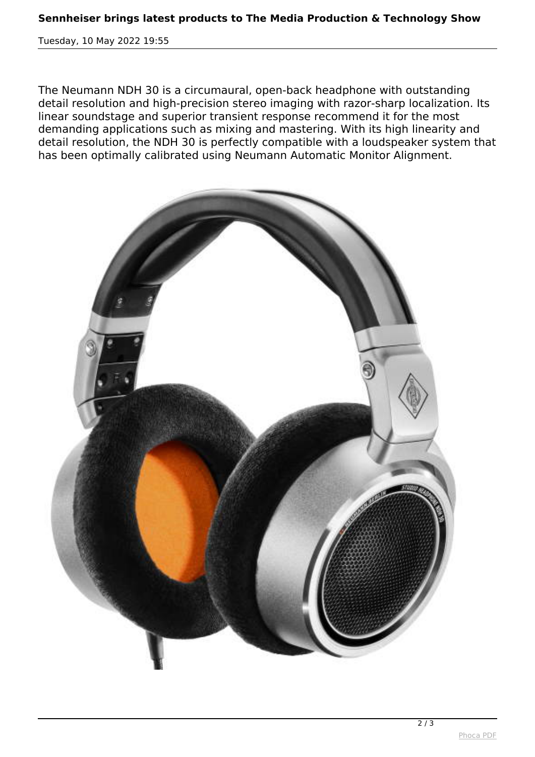The Neumann NDH 30 is a circumaural, open-back headphone with outstanding detail resolution and high-precision stereo imaging with razor-sharp localization. Its linear soundstage and superior transient response recommend it for the most demanding applications such as mixing and mastering. With its high linearity and detail resolution, the NDH 30 is perfectly compatible with a loudspeaker system that has been optimally calibrated using Neumann Automatic Monitor Alignment.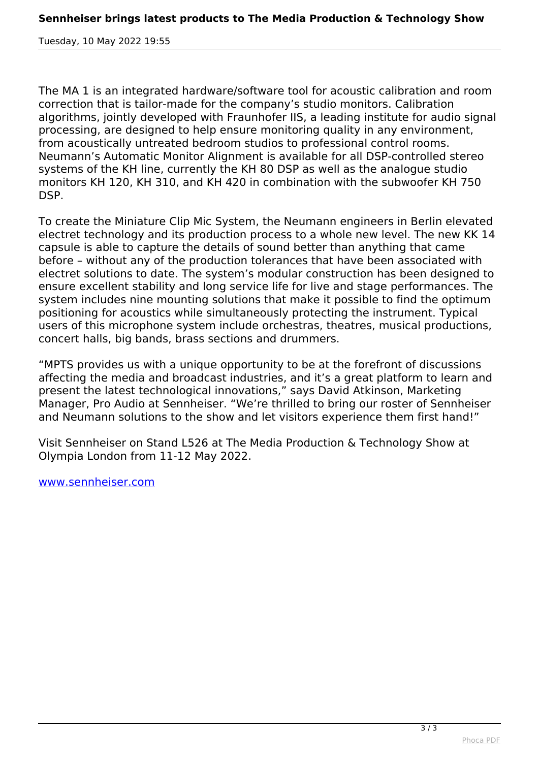The MA 1 is an integrated hardware/software tool for acoustic calibration and room correction that is tailor-made for the company's studio monitors. Calibration algorithms, jointly developed with Fraunhofer IIS, a leading institute for audio signal processing, are designed to help ensure monitoring quality in any environment, from acoustically untreated bedroom studios to professional control rooms. Neumann's Automatic Monitor Alignment is available for all DSP-controlled stereo systems of the KH line, currently the KH 80 DSP as well as the analogue studio monitors KH 120, KH 310, and KH 420 in combination with the subwoofer KH 750 DSP.

To create the Miniature Clip Mic System, the Neumann engineers in Berlin elevated electret technology and its production process to a whole new level. The new KK 14 capsule is able to capture the details of sound better than anything that came before – without any of the production tolerances that have been associated with electret solutions to date. The system's modular construction has been designed to ensure excellent stability and long service life for live and stage performances. The system includes nine mounting solutions that make it possible to find the optimum positioning for acoustics while simultaneously protecting the instrument. Typical users of this microphone system include orchestras, theatres, musical productions, concert halls, big bands, brass sections and drummers.

"MPTS provides us with a unique opportunity to be at the forefront of discussions affecting the media and broadcast industries, and it's a great platform to learn and present the latest technological innovations," says David Atkinson, Marketing Manager, Pro Audio at Sennheiser. "We're thrilled to bring our roster of Sennheiser and Neumann solutions to the show and let visitors experience them first hand!"

Visit Sennheiser on Stand L526 at The Media Production & Technology Show at Olympia London from 11-12 May 2022.

[www.sennheiser.com](http://www.sennheiser.com)